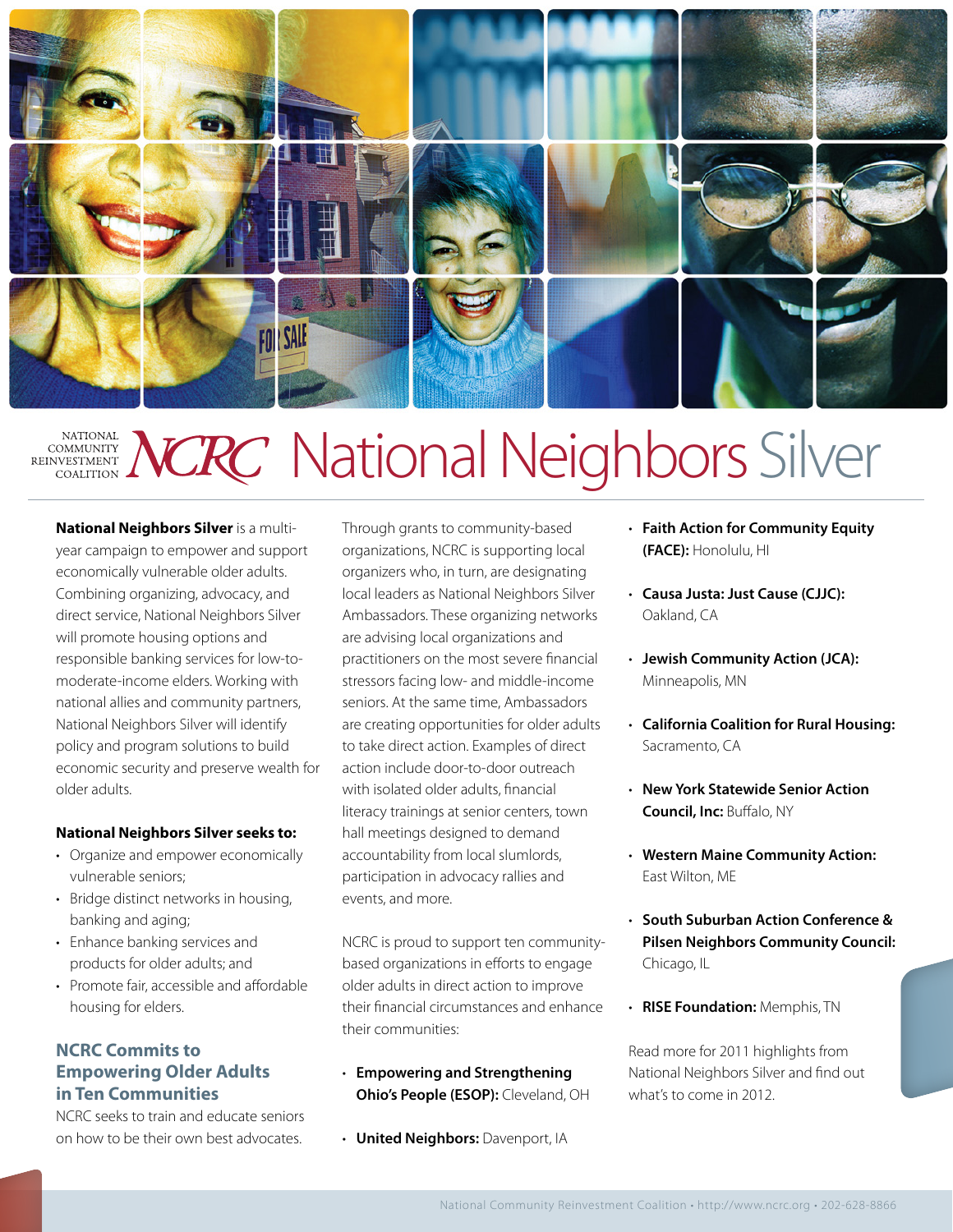# NATIONAL COMMUNITY REINVESTMENT COALITION NCRC National Neighbors Silver

**National Neighbors Silver** is a multi-year campaign to empower and support economically vulnerable older adults. Combining organizing, advocacy, and direct service, National Neighbors Silver will promote housing options and responsible banking services for low-to-moderate-income elders. Working with national allies and community partners, National Neighbors Silver will identify policy and program solutions to build economic security and preserve wealth for older adults.

**National Neighbors Silver seeks to:**

- Organize and empower economically vulnerable seniors;
- Bridge distinct networks in housing, banking and aging;
- Enhance banking services and products for older adults; and
- Promote fair, accessible and affordable housing for elders.

## NCRC Commits to Empowering Older Adults in Ten Communities

NCRC seeks to train and educate seniors on how to be their own best advocates. Through grants to community-based organizations, NCRC is supporting local organizers who, in turn, are designating local leaders as National Neighbors Silver Ambassadors. These organizing networks are advising local organizations and practitioners on the most severe financial stressors facing low- and middle-income seniors. At the same time, Ambassadors are creating opportunities for older adults to take direct action. Examples of direct action include door-to-door outreach with isolated older adults, financial literacy trainings at senior centers, town hall meetings designed to demand accountability from local slumlords, participation in advocacy rallies and events, and more.

NCRC is proud to support ten community-based organizations in efforts to engage older adults in direct action to improve their financial circumstances and enhance their communities:

- **Empowering and Strengthening Ohio's People (ESOP):** Cleveland, OH
- **United Neighbors:** Davenport, IA
- **Faith Action for Community Equity (FACE):** Honolulu, HI
- **Causa Justa: Just Cause (CJJC):** Oakland, CA
- **Jewish Community Action (JCA):** Minneapolis, MN
- **California Coalition for Rural Housing:** Sacramento, CA
- **New York Statewide Senior Action Council, Inc:** Buffalo, NY
- **Western Maine Community Action:** East Wilton, ME
- **South Suburban Action Conference & Pilsen Neighbors Community Council:** Chicago, IL
- **RISE Foundation:** Memphis, TN

Read more for 2011 highlights from National Neighbors Silver and find out what's to come in 2012.

National Community Reinvestment Coalition • http://www.ncrc.org • 202-628-8866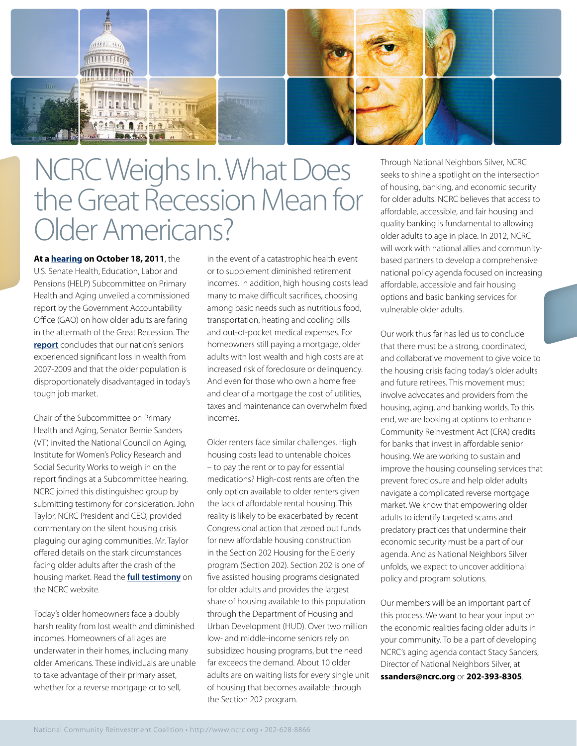# NCRC Weighs In. What Does the Great Recession Mean for Older Americans?

**At a hearing on October 18, 2011**, the U.S. Senate Health, Education, Labor and Pensions (HELP) Subcommittee on Primary Health and Aging unveiled a commissioned report by the Government Accountability Office (GAO) on how older adults are faring in the aftermath of the Great Recession. The **report** concludes that our nation's seniors experienced significant loss in wealth from 2007-2009 and that the older population is disproportionately disadvantaged in today's tough job market.

Chair of the Subcommittee on Primary Health and Aging, Senator Bernie Sanders (VT) invited the National Council on Aging, Institute for Women's Policy Research and Social Security Works to weigh in on the report findings at a Subcommittee hearing. NCRC joined this distinguished group by submitting testimony for consideration. John Taylor, NCRC President and CEO, provided commentary on the silent housing crisis plaguing our aging communities. Mr. Taylor offered details on the stark circumstances facing older adults after the crash of the housing market. Read the **full testimony** on the NCRC website.

Today's older homeowners face a doubly harsh reality from lost wealth and diminished incomes. Homeowners of all ages are underwater in their homes, including many older Americans. These individuals are unable to take advantage of their primary asset, whether for a reverse mortgage or to sell, in the event of a catastrophic health event or to supplement diminished retirement incomes. In addition, high housing costs lead many to make difficult sacrifices, choosing among basic needs such as nutritious food, transportation, heating and cooling bills and out-of-pocket medical expenses. For homeowners still paying a mortgage, older adults with lost wealth and high costs are at increased risk of foreclosure or delinquency. And even for those who own a home free and clear of a mortgage the cost of utilities, taxes and maintenance can overwhelm fixed incomes.

Older renters face similar challenges. High housing costs lead to untenable choices – to pay the rent or to pay for essential medications? High-cost rents are often the only option available to older renters given the lack of affordable rental housing. This reality is likely to be exacerbated by recent Congressional action that zeroed out funds for new affordable housing construction in the Section 202 Housing for the Elderly program (Section 202). Section 202 is one of five assisted housing programs designated for older adults and provides the largest share of housing available to this population through the Department of Housing and Urban Development (HUD). Over two million low- and middle-income seniors rely on subsidized housing programs, but the need far exceeds the demand. About 10 older adults are on waiting lists for every single unit of housing that becomes available through the Section 202 program.

Through National Neighbors Silver, NCRC seeks to shine a spotlight on the intersection of housing, banking, and economic security for older adults. NCRC believes that access to affordable, accessible, and fair housing and quality banking is fundamental to allowing older adults to age in place. In 2012, NCRC will work with national allies and community-based partners to develop a comprehensive national policy agenda focused on increasing affordable, accessible and fair housing options and basic banking services for vulnerable older adults.

Our work thus far has led us to conclude that there must be a strong, coordinated, and collaborative movement to give voice to the housing crisis facing today's older adults and future retirees. This movement must involve advocates and providers from the housing, aging, and banking worlds. To this end, we are looking at options to enhance Community Reinvestment Act (CRA) credits for banks that invest in affordable senior housing. We are working to sustain and improve the housing counseling services that prevent foreclosure and help older adults navigate a complicated reverse mortgage market. We know that empowering older adults to identify targeted scams and predatory practices that undermine their economic security must be a part of our agenda. And as National Neighbors Silver unfolds, we expect to uncover additional policy and program solutions.

Our members will be an important part of this process. We want to hear your input on the economic realities facing older adults in your community. To be a part of developing NCRC's aging agenda contact Stacy Sanders, Director of National Neighbors Silver, at **ssanders@ncrc.org** or **202-393-8305**.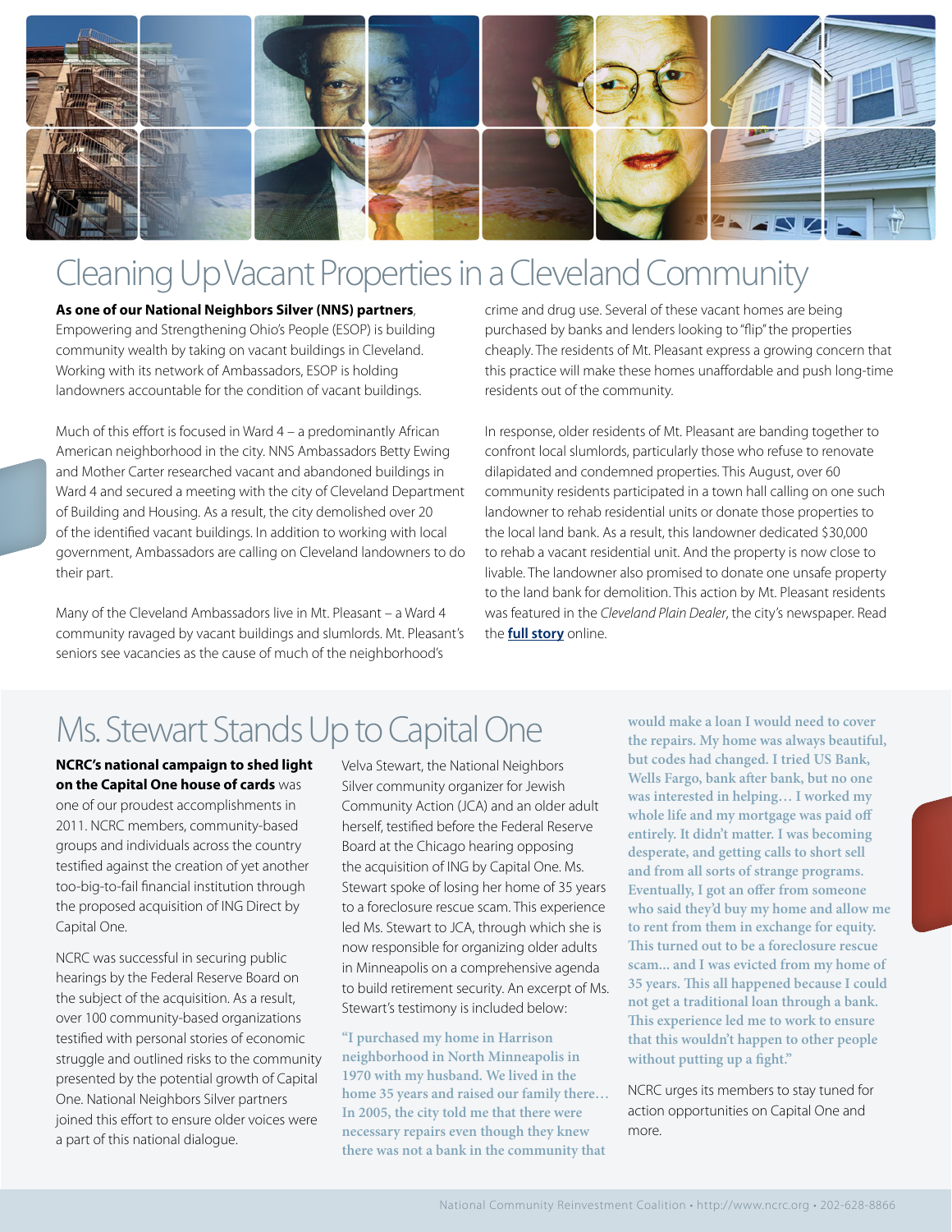# Cleaning Up Vacant Properties in a Cleveland Community

**As one of our National Neighbors Silver (NNS) partners**, Empowering and Strengthening Ohio's People (ESOP) is building community wealth by taking on vacant buildings in Cleveland. Working with its network of Ambassadors, ESOP is holding landowners accountable for the condition of vacant buildings.

Much of this effort is focused in Ward 4 – a predominantly African American neighborhood in the city. NNS Ambassadors Betty Ewing and Mother Carter researched vacant and abandoned buildings in Ward 4 and secured a meeting with the city of Cleveland Department of Building and Housing. As a result, the city demolished over 20 of the identified vacant buildings. In addition to working with local government, Ambassadors are calling on Cleveland landowners to do their part.

Many of the Cleveland Ambassadors live in Mt. Pleasant – a Ward 4 community ravaged by vacant buildings and slumlords. Mt. Pleasant's seniors see vacancies as the cause of much of the neighborhood's crime and drug use. Several of these vacant homes are being purchased by banks and lenders looking to "flip" the properties cheaply. The residents of Mt. Pleasant express a growing concern that this practice will make these homes unaffordable and push long-time residents out of the community.

In response, older residents of Mt. Pleasant are banding together to confront local slumlords, particularly those who refuse to renovate dilapidated and condemned properties. This August, over 60 community residents participated in a town hall calling on one such landowner to rehab residential units or donate those properties to the local land bank. As a result, this landowner dedicated $30,000 to rehab a vacant residential unit. And the property is now close to livable. The landowner also promised to donate one unsafe property to the land bank for demolition. This action by Mt. Pleasant residents was featured in the *Cleveland Plain Dealer*, the city's newspaper. Read the **full story** online.

# Ms. Stewart Stands Up to Capital One

**NCRC's national campaign to shed light on the Capital One house of cards** was one of our proudest accomplishments in 2011. NCRC members, community-based groups and individuals across the country testified against the creation of yet another too-big-to-fail financial institution through the proposed acquisition of ING Direct by Capital One.

NCRC was successful in securing public hearings by the Federal Reserve Board on the subject of the acquisition. As a result, over 100 community-based organizations testified with personal stories of economic struggle and outlined risks to the community presented by the potential growth of Capital One. National Neighbors Silver partners joined this effort to ensure older voices were a part of this national dialogue.

Velva Stewart, the National Neighbors Silver community organizer for Jewish Community Action (JCA) and an older adult herself, testified before the Federal Reserve Board at the Chicago hearing opposing the acquisition of ING by Capital One. Ms. Stewart spoke of losing her home of 35 years to a foreclosure rescue scam. This experience led Ms. Stewart to JCA, through which she is now responsible for organizing older adults in Minneapolis on a comprehensive agenda to build retirement security. An excerpt of Ms. Stewart's testimony is included below:

**"I purchased my home in Harrison neighborhood in North Minneapolis in 1970 with my husband. We lived in the home 35 years and raised our family there… In 2005, the city told me that there were necessary repairs even though they knew there was not a bank in the community that would make a loan I would need to cover the repairs. My home was always beautiful, but codes had changed. I tried US Bank, Wells Fargo, bank after bank, but no one was interested in helping… I worked my whole life and my mortgage was paid off entirely. It didn't matter. I was becoming desperate, and getting calls to short sell and from all sorts of strange programs. Eventually, I got an offer from someone who said they'd buy my home and allow me to rent from them in exchange for equity. This turned out to be a foreclosure rescue scam… and I was evicted from my home of 35 years. This all happened because I could not get a traditional loan through a bank. This experience led me to work to ensure that this wouldn't happen to other people without putting up a fight."**

NCRC urges its members to stay tuned for action opportunities on Capital One and more.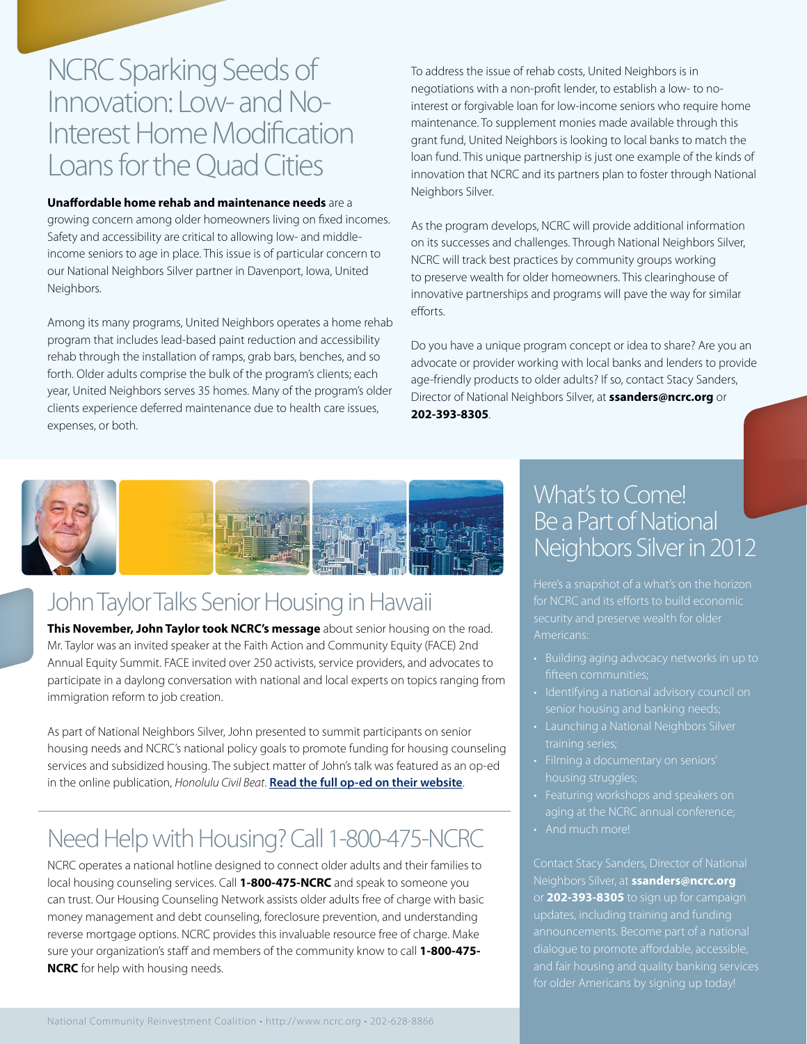# NCRC Sparking Seeds of Innovation: Low- and No-Interest Home Modification Loans for the Quad Cities

**Unaffordable home rehab and maintenance needs** are a growing concern among older homeowners living on fixed incomes. Safety and accessibility are critical to allowing low- and middle-income seniors to age in place. This issue is of particular concern to our National Neighbors Silver partner in Davenport, Iowa, United Neighbors.

Among its many programs, United Neighbors operates a home rehab program that includes lead-based paint reduction and accessibility rehab through the installation of ramps, grab bars, benches, and so forth. Older adults comprise the bulk of the program's clients; each year, United Neighbors serves 35 homes. Many of the program's older clients experience deferred maintenance due to health care issues, expenses, or both.

To address the issue of rehab costs, United Neighbors is in negotiations with a non-profit lender, to establish a low- to no-interest or forgivable loan for low-income seniors who require home maintenance. To supplement monies made available through this grant fund, United Neighbors is looking to local banks to match the loan fund. This unique partnership is just one example of the kinds of innovation that NCRC and its partners plan to foster through National Neighbors Silver.

As the program develops, NCRC will provide additional information on its successes and challenges. Through National Neighbors Silver, NCRC will track best practices by community groups working to preserve wealth for older homeowners. This clearinghouse of innovative partnerships and programs will pave the way for similar efforts.

Do you have a unique program concept or idea to share? Are you an advocate or provider working with local banks and lenders to provide age-friendly products to older adults? If so, contact Stacy Sanders, Director of National Neighbors Silver, at **ssanders@ncrc.org** or **202-393-8305**.

## John Taylor Talks Senior Housing in Hawaii

**This November, John Taylor took NCRC's message** about senior housing on the road. Mr. Taylor was an invited speaker at the Faith Action and Community Equity (FACE) 2nd Annual Equity Summit. FACE invited over 250 activists, service providers, and advocates to participate in a daylong conversation with national and local experts on topics ranging from immigration reform to job creation.

As part of National Neighbors Silver, John presented to summit participants on senior housing needs and NCRC's national policy goals to promote funding for housing counseling services and subsidized housing. The subject matter of John's talk was featured as an op-ed in the online publication, *Honolulu Civil Beat*. **Read the full op-ed on their website**.

## Need Help with Housing? Call 1-800-475-NCRC

NCRC operates a national hotline designed to connect older adults and their families to local housing counseling services. Call **1-800-475-NCRC** and speak to someone you can trust. Our Housing Counseling Network assists older adults free of charge with basic money management and debt counseling, foreclosure prevention, and understanding reverse mortgage options. NCRC provides this invaluable resource free of charge. Make sure your organization's staff and members of the community know to call **1-800-475-NCRC** for help with housing needs.

## What's to Come! Be a Part of National Neighbors Silver in 2012

Here's a snapshot of a what's on the horizon for NCRC and its efforts to build economic security and preserve wealth for older Americans:

- Building aging advocacy networks in up to fifteen communities;
- Identifying a national advisory council on senior housing and banking needs;
- Launching a National Neighbors Silver training series;
- Filming a documentary on seniors' housing struggles;
- Featuring workshops and speakers on aging at the NCRC annual conference;
- And much more!

Contact Stacy Sanders, Director of National Neighbors Silver, at **ssanders@ncrc.org** or **202-393-8305** to sign up for campaign updates, including training and funding announcements. Become part of a national dialogue to promote affordable, accessible, and fair housing and quality banking services for older Americans by signing up today!